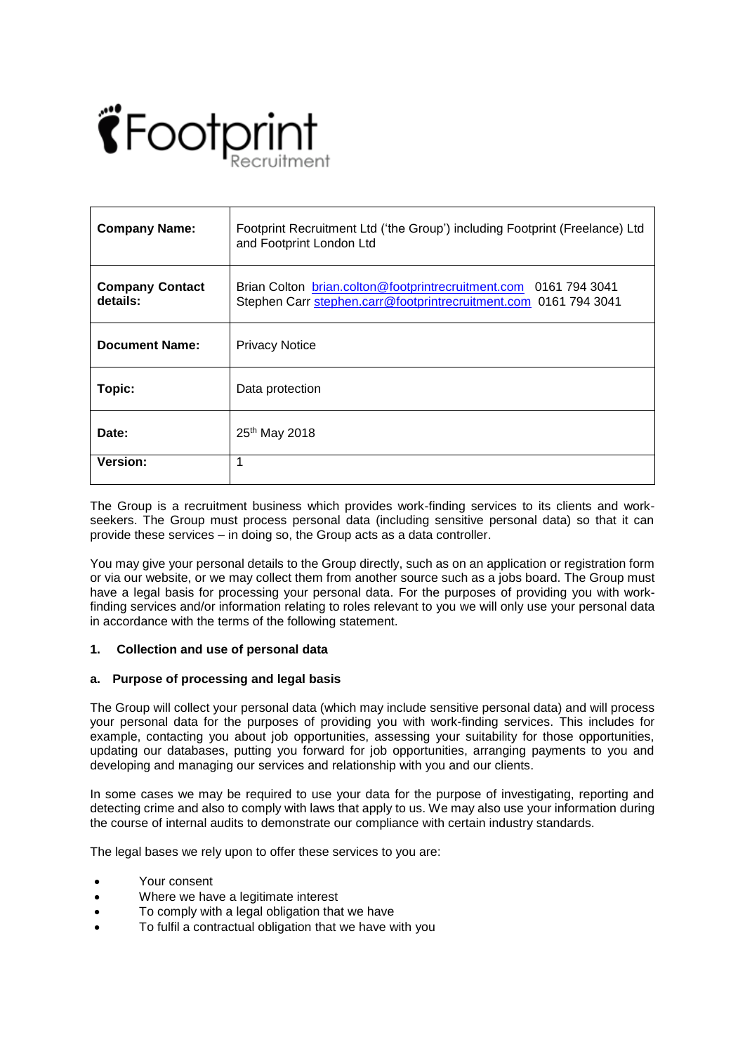Footprint Recruitment

| **Company Name:** | Footprint Recruitment Ltd ('the Group') including Footprint (Freelance) Ltd and Footprint London Ltd |
|---|---|
| **Company Contact details:** | Brian Colton brian.colton@footprintrecruitment.com 0161 794 3041<br>Stephen Carr stephen.carr@footprintrecruitment.com 0161 794 3041 |
| **Document Name:** | Privacy Notice |
| **Topic:** | Data protection |
| **Date:** | 25th May 2018 |
| **Version:** | 1 |

The Group is a recruitment business which provides work-finding services to its clients and work-seekers. The Group must process personal data (including sensitive personal data) so that it can provide these services – in doing so, the Group acts as a data controller.

You may give your personal details to the Group directly, such as on an application or registration form or via our website, or we may collect them from another source such as a jobs board. The Group must have a legal basis for processing your personal data. For the purposes of providing you with work-finding services and/or information relating to roles relevant to you we will only use your personal data in accordance with the terms of the following statement.

## 1. Collection and use of personal data

### a. Purpose of processing and legal basis

The Group will collect your personal data (which may include sensitive personal data) and will process your personal data for the purposes of providing you with work-finding services. This includes for example, contacting you about job opportunities, assessing your suitability for those opportunities, updating our databases, putting you forward for job opportunities, arranging payments to you and developing and managing our services and relationship with you and our clients.

In some cases we may be required to use your data for the purpose of investigating, reporting and detecting crime and also to comply with laws that apply to us. We may also use your information during the course of internal audits to demonstrate our compliance with certain industry standards.

The legal bases we rely upon to offer these services to you are:

- Your consent
- Where we have a legitimate interest
- To comply with a legal obligation that we have
- To fulfil a contractual obligation that we have with you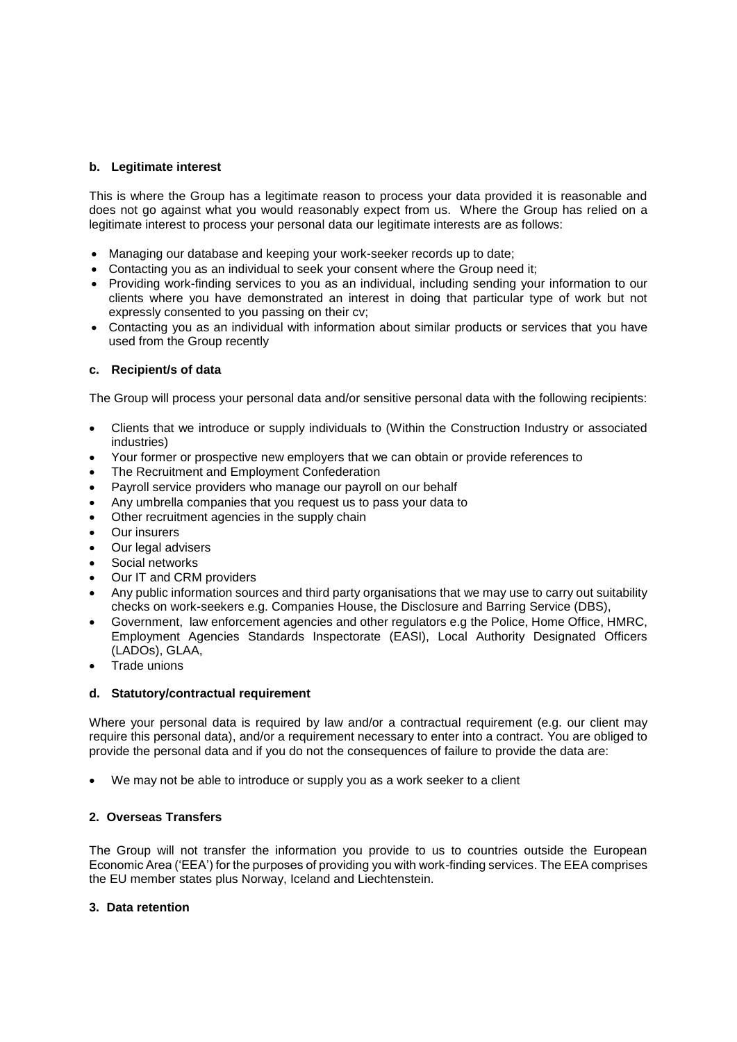### b. Legitimate interest

This is where the Group has a legitimate reason to process your data provided it is reasonable and does not go against what you would reasonably expect from us. Where the Group has relied on a legitimate interest to process your personal data our legitimate interests are as follows:

- Managing our database and keeping your work-seeker records up to date;
- Contacting you as an individual to seek your consent where the Group need it;
- Providing work-finding services to you as an individual, including sending your information to our clients where you have demonstrated an interest in doing that particular type of work but not expressly consented to you passing on their cv;
- Contacting you as an individual with information about similar products or services that you have used from the Group recently

### c. Recipient/s of data

The Group will process your personal data and/or sensitive personal data with the following recipients:

- Clients that we introduce or supply individuals to (Within the Construction Industry or associated industries)
- Your former or prospective new employers that we can obtain or provide references to
- The Recruitment and Employment Confederation
- Payroll service providers who manage our payroll on our behalf
- Any umbrella companies that you request us to pass your data to
- Other recruitment agencies in the supply chain
- Our insurers
- Our legal advisers
- Social networks
- Our IT and CRM providers
- Any public information sources and third party organisations that we may use to carry out suitability checks on work-seekers e.g. Companies House, the Disclosure and Barring Service (DBS),
- Government, law enforcement agencies and other regulators e.g the Police, Home Office, HMRC, Employment Agencies Standards Inspectorate (EASI), Local Authority Designated Officers (LADOs), GLAA,
- Trade unions

### d. Statutory/contractual requirement

Where your personal data is required by law and/or a contractual requirement (e.g. our client may require this personal data), and/or a requirement necessary to enter into a contract. You are obliged to provide the personal data and if you do not the consequences of failure to provide the data are:

- We may not be able to introduce or supply you as a work seeker to a client

## 2. Overseas Transfers

The Group will not transfer the information you provide to us to countries outside the European Economic Area ('EEA') for the purposes of providing you with work-finding services. The EEA comprises the EU member states plus Norway, Iceland and Liechtenstein.

## 3. Data retention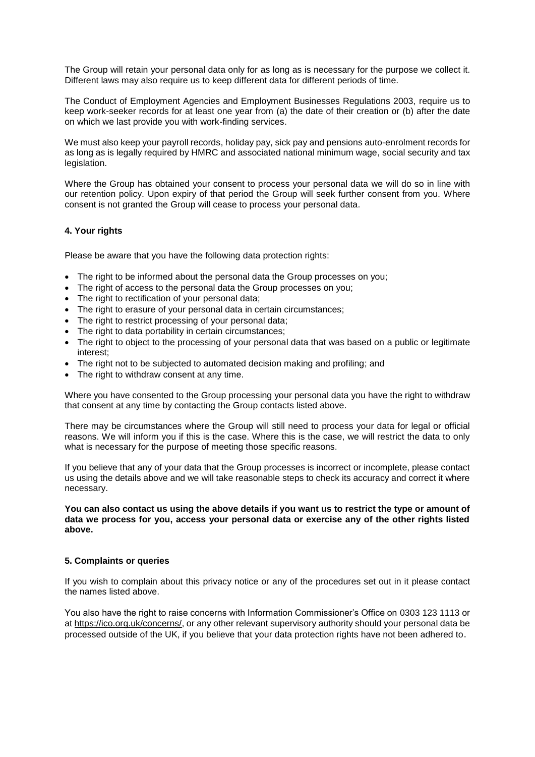The Group will retain your personal data only for as long as is necessary for the purpose we collect it. Different laws may also require us to keep different data for different periods of time.

The Conduct of Employment Agencies and Employment Businesses Regulations 2003, require us to keep work-seeker records for at least one year from (a) the date of their creation or (b) after the date on which we last provide you with work-finding services.

We must also keep your payroll records, holiday pay, sick pay and pensions auto-enrolment records for as long as is legally required by HMRC and associated national minimum wage, social security and tax legislation.

Where the Group has obtained your consent to process your personal data we will do so in line with our retention policy. Upon expiry of that period the Group will seek further consent from you. Where consent is not granted the Group will cease to process your personal data.

## 4. Your rights

Please be aware that you have the following data protection rights:

- The right to be informed about the personal data the Group processes on you;
- The right of access to the personal data the Group processes on you;
- The right to rectification of your personal data;
- The right to erasure of your personal data in certain circumstances;
- The right to restrict processing of your personal data;
- The right to data portability in certain circumstances;
- The right to object to the processing of your personal data that was based on a public or legitimate interest;
- The right not to be subjected to automated decision making and profiling; and
- The right to withdraw consent at any time.

Where you have consented to the Group processing your personal data you have the right to withdraw that consent at any time by contacting the Group contacts listed above.

There may be circumstances where the Group will still need to process your data for legal or official reasons. We will inform you if this is the case. Where this is the case, we will restrict the data to only what is necessary for the purpose of meeting those specific reasons.

If you believe that any of your data that the Group processes is incorrect or incomplete, please contact us using the details above and we will take reasonable steps to check its accuracy and correct it where necessary.

**You can also contact us using the above details if you want us to restrict the type or amount of data we process for you, access your personal data or exercise any of the other rights listed above.**

## 5. Complaints or queries

If you wish to complain about this privacy notice or any of the procedures set out in it please contact the names listed above.

You also have the right to raise concerns with Information Commissioner's Office on 0303 123 1113 or at https://ico.org.uk/concerns/, or any other relevant supervisory authority should your personal data be processed outside of the UK, if you believe that your data protection rights have not been adhered to.